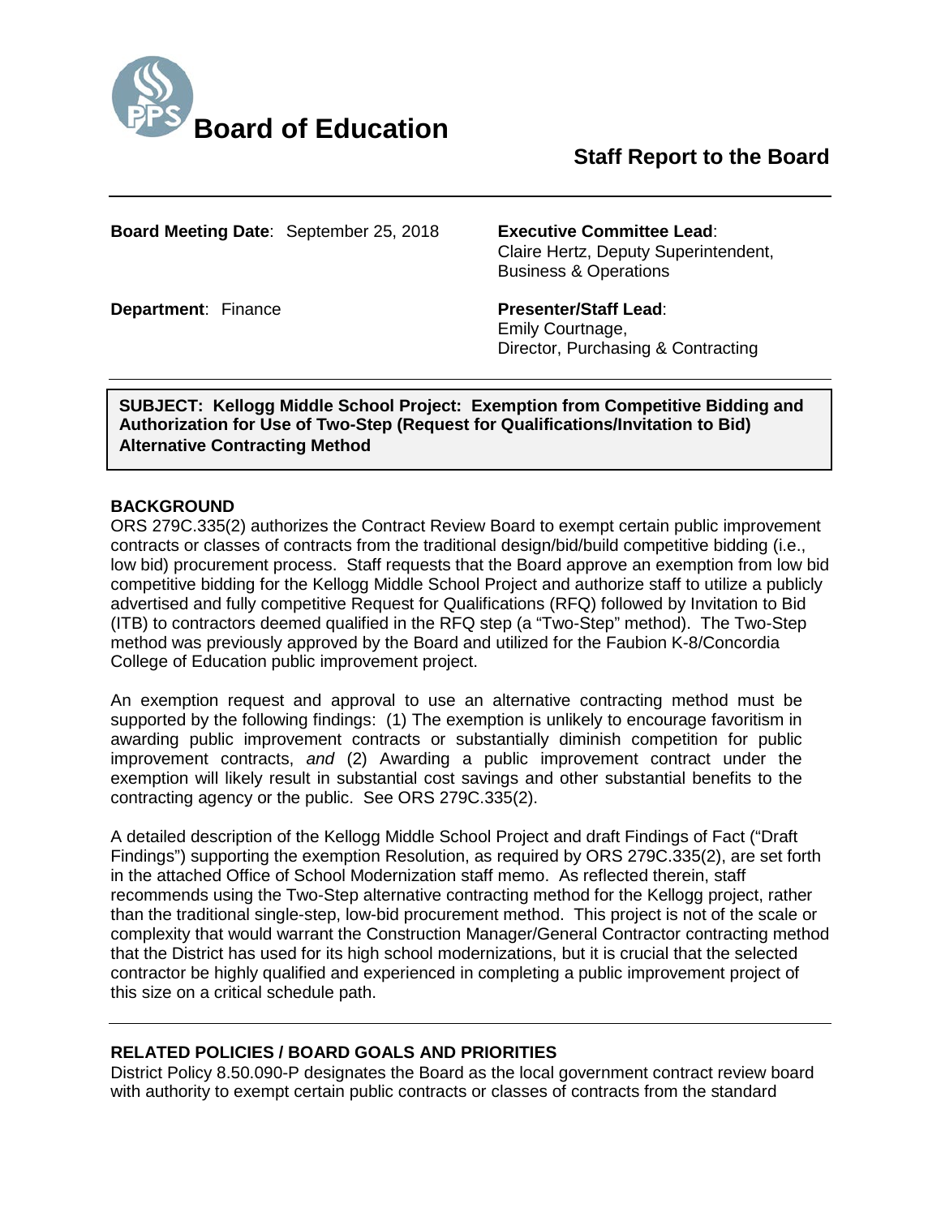# Board of Education

## Staff Report to the Board

**Board Meeting Date**: September 25, 2018

**Executive Committee Lead**:
Claire Hertz, Deputy Superintendent, Business & Operations

**Department**: Finance

**Presenter/Staff Lead**:
Emily Courtnage,
Director, Purchasing & Contracting

**SUBJECT: Kellogg Middle School Project: Exemption from Competitive Bidding and Authorization for Use of Two-Step (Request for Qualifications/Invitation to Bid) Alternative Contracting Method**

### BACKGROUND

ORS 279C.335(2) authorizes the Contract Review Board to exempt certain public improvement contracts or classes of contracts from the traditional design/bid/build competitive bidding (i.e., low bid) procurement process. Staff requests that the Board approve an exemption from low bid competitive bidding for the Kellogg Middle School Project and authorize staff to utilize a publicly advertised and fully competitive Request for Qualifications (RFQ) followed by Invitation to Bid (ITB) to contractors deemed qualified in the RFQ step (a "Two-Step" method). The Two-Step method was previously approved by the Board and utilized for the Faubion K-8/Concordia College of Education public improvement project.

An exemption request and approval to use an alternative contracting method must be supported by the following findings: (1) The exemption is unlikely to encourage favoritism in awarding public improvement contracts or substantially diminish competition for public improvement contracts, *and* (2) Awarding a public improvement contract under the exemption will likely result in substantial cost savings and other substantial benefits to the contracting agency or the public. See ORS 279C.335(2).

A detailed description of the Kellogg Middle School Project and draft Findings of Fact ("Draft Findings") supporting the exemption Resolution, as required by ORS 279C.335(2), are set forth in the attached Office of School Modernization staff memo. As reflected therein, staff recommends using the Two-Step alternative contracting method for the Kellogg project, rather than the traditional single-step, low-bid procurement method. This project is not of the scale or complexity that would warrant the Construction Manager/General Contractor contracting method that the District has used for its high school modernizations, but it is crucial that the selected contractor be highly qualified and experienced in completing a public improvement project of this size on a critical schedule path.

### RELATED POLICIES / BOARD GOALS AND PRIORITIES

District Policy 8.50.090-P designates the Board as the local government contract review board with authority to exempt certain public contracts or classes of contracts from the standard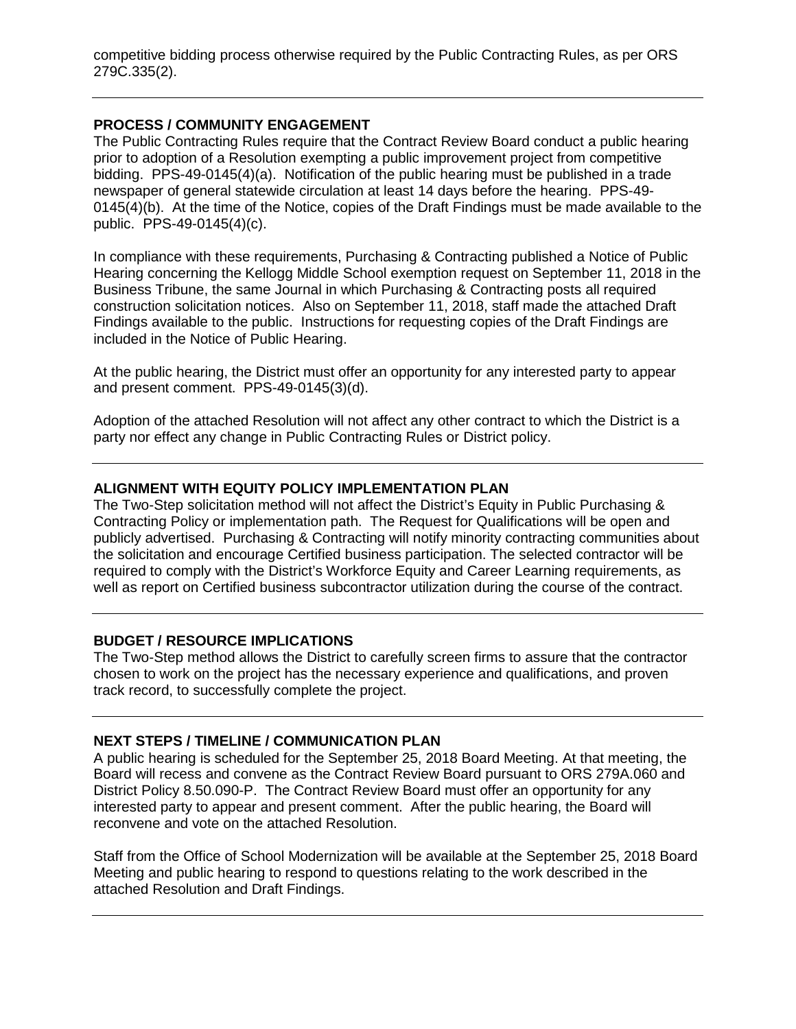competitive bidding process otherwise required by the Public Contracting Rules, as per ORS 279C.335(2).

---

**PROCESS / COMMUNITY ENGAGEMENT**

The Public Contracting Rules require that the Contract Review Board conduct a public hearing prior to adoption of a Resolution exempting a public improvement project from competitive bidding. PPS-49-0145(4)(a). Notification of the public hearing must be published in a trade newspaper of general statewide circulation at least 14 days before the hearing. PPS-49-0145(4)(b). At the time of the Notice, copies of the Draft Findings must be made available to the public. PPS-49-0145(4)(c).

In compliance with these requirements, Purchasing & Contracting published a Notice of Public Hearing concerning the Kellogg Middle School exemption request on September 11, 2018 in the Business Tribune, the same Journal in which Purchasing & Contracting posts all required construction solicitation notices. Also on September 11, 2018, staff made the attached Draft Findings available to the public. Instructions for requesting copies of the Draft Findings are included in the Notice of Public Hearing.

At the public hearing, the District must offer an opportunity for any interested party to appear and present comment. PPS-49-0145(3)(d).

Adoption of the attached Resolution will not affect any other contract to which the District is a party nor effect any change in Public Contracting Rules or District policy.

---

**ALIGNMENT WITH EQUITY POLICY IMPLEMENTATION PLAN**

The Two-Step solicitation method will not affect the District's Equity in Public Purchasing & Contracting Policy or implementation path. The Request for Qualifications will be open and publicly advertised. Purchasing & Contracting will notify minority contracting communities about the solicitation and encourage Certified business participation. The selected contractor will be required to comply with the District's Workforce Equity and Career Learning requirements, as well as report on Certified business subcontractor utilization during the course of the contract.

---

**BUDGET / RESOURCE IMPLICATIONS**

The Two-Step method allows the District to carefully screen firms to assure that the contractor chosen to work on the project has the necessary experience and qualifications, and proven track record, to successfully complete the project.

---

**NEXT STEPS / TIMELINE / COMMUNICATION PLAN**

A public hearing is scheduled for the September 25, 2018 Board Meeting. At that meeting, the Board will recess and convene as the Contract Review Board pursuant to ORS 279A.060 and District Policy 8.50.090-P. The Contract Review Board must offer an opportunity for any interested party to appear and present comment. After the public hearing, the Board will reconvene and vote on the attached Resolution.

Staff from the Office of School Modernization will be available at the September 25, 2018 Board Meeting and public hearing to respond to questions relating to the work described in the attached Resolution and Draft Findings.

---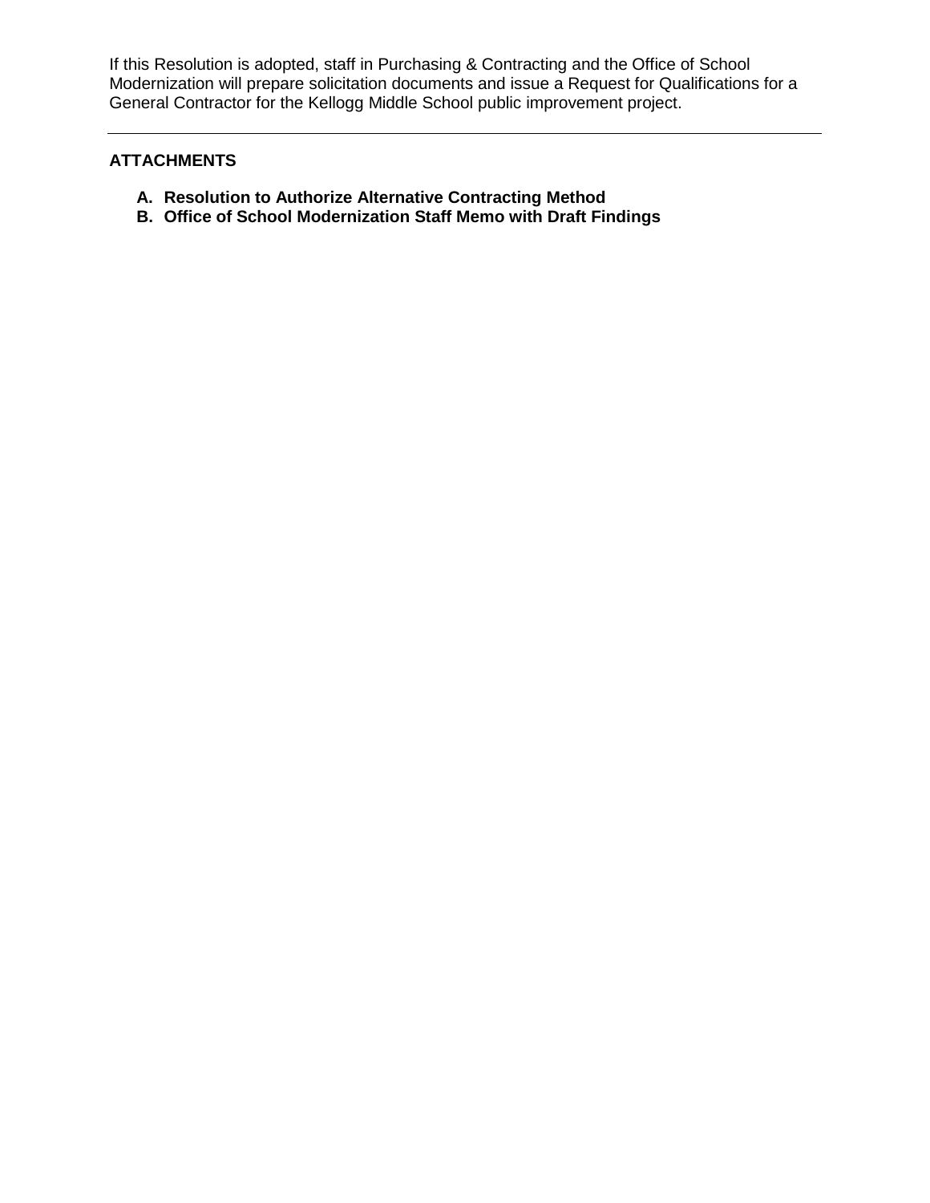If this Resolution is adopted, staff in Purchasing & Contracting and the Office of School Modernization will prepare solicitation documents and issue a Request for Qualifications for a General Contractor for the Kellogg Middle School public improvement project.

---

**ATTACHMENTS**

A. **Resolution to Authorize Alternative Contracting Method**
B. **Office of School Modernization Staff Memo with Draft Findings**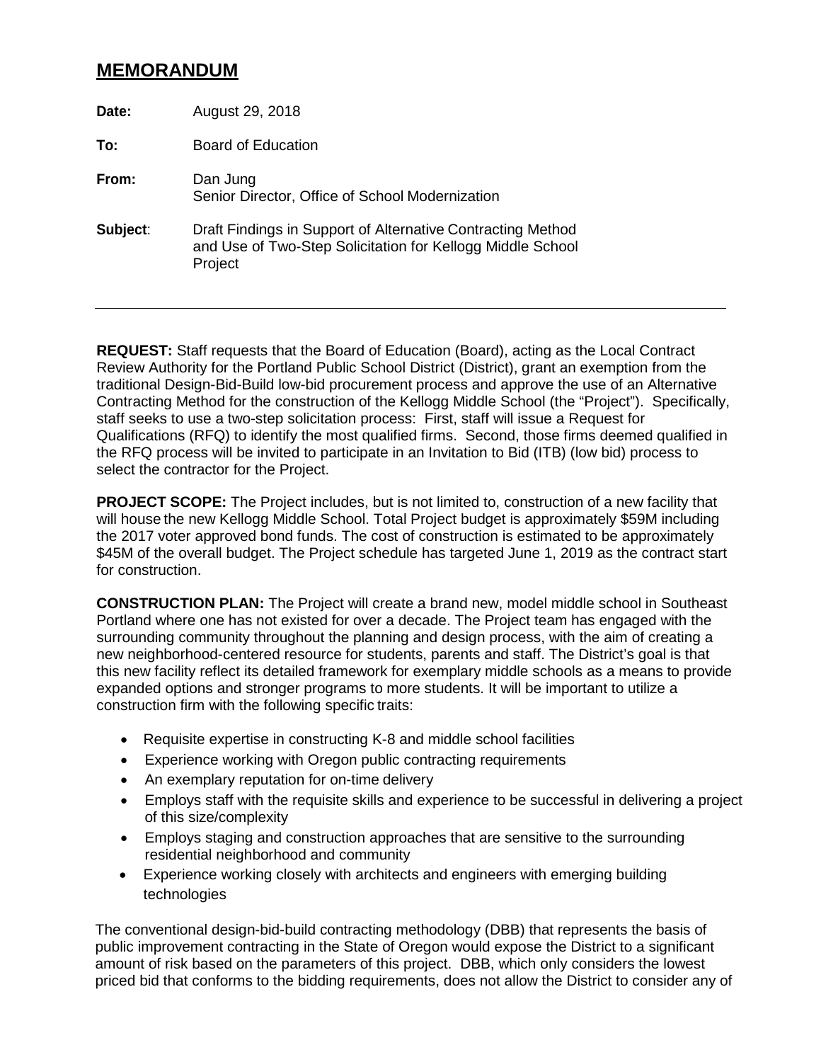# MEMORANDUM

**Date:** August 29, 2018

**To:** Board of Education

**From:** Dan Jung
Senior Director, Office of School Modernization

**Subject**: Draft Findings in Support of Alternative Contracting Method and Use of Two-Step Solicitation for Kellogg Middle School Project

---

**REQUEST:** Staff requests that the Board of Education (Board), acting as the Local Contract Review Authority for the Portland Public School District (District), grant an exemption from the traditional Design-Bid-Build low-bid procurement process and approve the use of an Alternative Contracting Method for the construction of the Kellogg Middle School (the "Project"). Specifically, staff seeks to use a two-step solicitation process: First, staff will issue a Request for Qualifications (RFQ) to identify the most qualified firms. Second, those firms deemed qualified in the RFQ process will be invited to participate in an Invitation to Bid (ITB) (low bid) process to select the contractor for the Project.

**PROJECT SCOPE:** The Project includes, but is not limited to, construction of a new facility that will house the new Kellogg Middle School. Total Project budget is approximately $59M including the 2017 voter approved bond funds. The cost of construction is estimated to be approximately $45M of the overall budget. The Project schedule has targeted June 1, 2019 as the contract start for construction.

**CONSTRUCTION PLAN:** The Project will create a brand new, model middle school in Southeast Portland where one has not existed for over a decade. The Project team has engaged with the surrounding community throughout the planning and design process, with the aim of creating a new neighborhood-centered resource for students, parents and staff. The District's goal is that this new facility reflect its detailed framework for exemplary middle schools as a means to provide expanded options and stronger programs to more students. It will be important to utilize a construction firm with the following specific traits:

- Requisite expertise in constructing K-8 and middle school facilities
- Experience working with Oregon public contracting requirements
- An exemplary reputation for on-time delivery
- Employs staff with the requisite skills and experience to be successful in delivering a project of this size/complexity
- Employs staging and construction approaches that are sensitive to the surrounding residential neighborhood and community
- Experience working closely with architects and engineers with emerging building technologies

The conventional design-bid-build contracting methodology (DBB) that represents the basis of public improvement contracting in the State of Oregon would expose the District to a significant amount of risk based on the parameters of this project. DBB, which only considers the lowest priced bid that conforms to the bidding requirements, does not allow the District to consider any of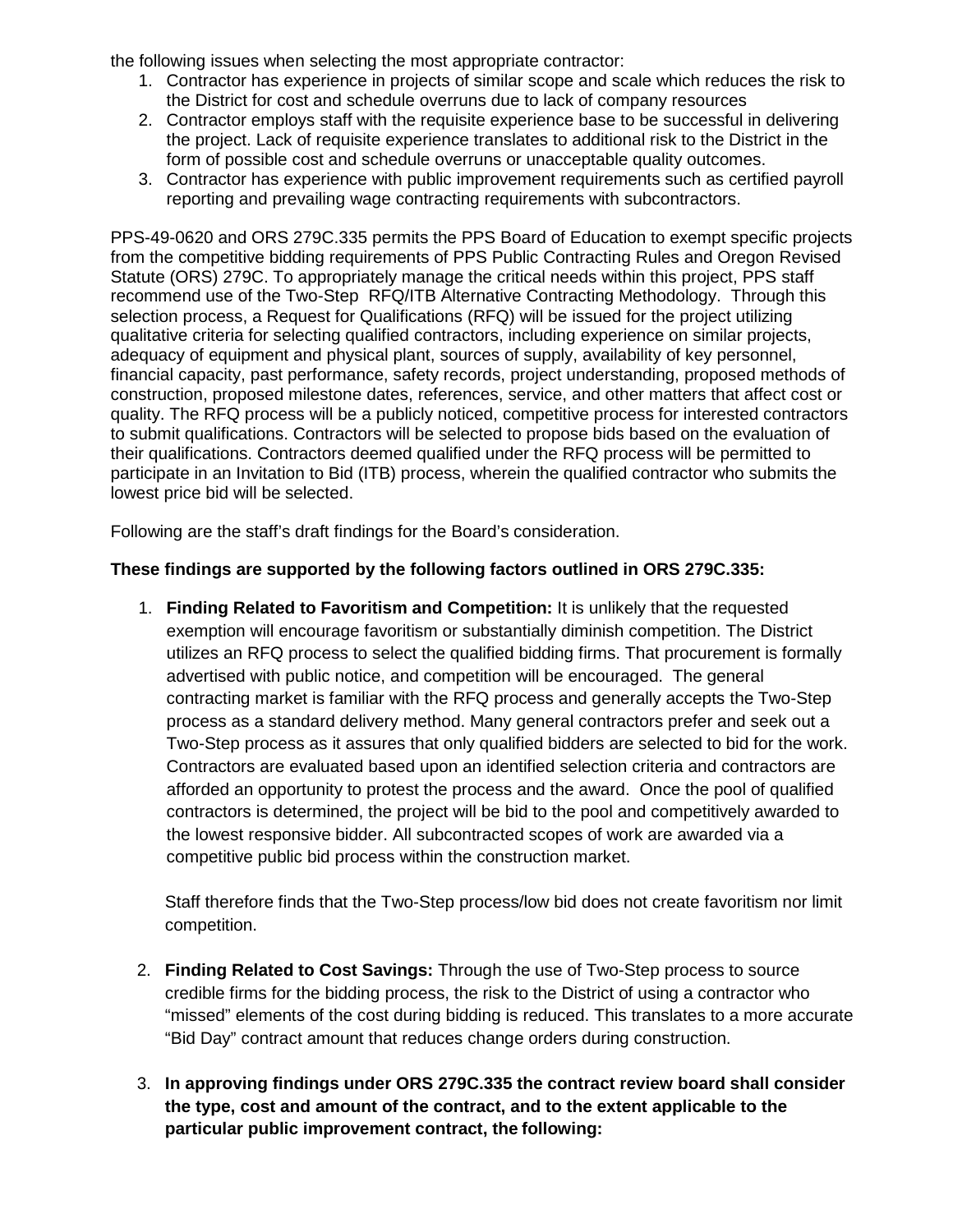the following issues when selecting the most appropriate contractor:

1. Contractor has experience in projects of similar scope and scale which reduces the risk to the District for cost and schedule overruns due to lack of company resources
2. Contractor employs staff with the requisite experience base to be successful in delivering the project. Lack of requisite experience translates to additional risk to the District in the form of possible cost and schedule overruns or unacceptable quality outcomes.
3. Contractor has experience with public improvement requirements such as certified payroll reporting and prevailing wage contracting requirements with subcontractors.

PPS-49-0620 and ORS 279C.335 permits the PPS Board of Education to exempt specific projects from the competitive bidding requirements of PPS Public Contracting Rules and Oregon Revised Statute (ORS) 279C. To appropriately manage the critical needs within this project, PPS staff recommend use of the Two-Step RFQ/ITB Alternative Contracting Methodology. Through this selection process, a Request for Qualifications (RFQ) will be issued for the project utilizing qualitative criteria for selecting qualified contractors, including experience on similar projects, adequacy of equipment and physical plant, sources of supply, availability of key personnel, financial capacity, past performance, safety records, project understanding, proposed methods of construction, proposed milestone dates, references, service, and other matters that affect cost or quality. The RFQ process will be a publicly noticed, competitive process for interested contractors to submit qualifications. Contractors will be selected to propose bids based on the evaluation of their qualifications. Contractors deemed qualified under the RFQ process will be permitted to participate in an Invitation to Bid (ITB) process, wherein the qualified contractor who submits the lowest price bid will be selected.

Following are the staff's draft findings for the Board's consideration.

**These findings are supported by the following factors outlined in ORS 279C.335:**

1. **Finding Related to Favoritism and Competition:** It is unlikely that the requested exemption will encourage favoritism or substantially diminish competition. The District utilizes an RFQ process to select the qualified bidding firms. That procurement is formally advertised with public notice, and competition will be encouraged. The general contracting market is familiar with the RFQ process and generally accepts the Two-Step process as a standard delivery method. Many general contractors prefer and seek out a Two-Step process as it assures that only qualified bidders are selected to bid for the work. Contractors are evaluated based upon an identified selection criteria and contractors are afforded an opportunity to protest the process and the award. Once the pool of qualified contractors is determined, the project will be bid to the pool and competitively awarded to the lowest responsive bidder. All subcontracted scopes of work are awarded via a competitive public bid process within the construction market.

   Staff therefore finds that the Two-Step process/low bid does not create favoritism nor limit competition.

2. **Finding Related to Cost Savings:** Through the use of Two-Step process to source credible firms for the bidding process, the risk to the District of using a contractor who "missed" elements of the cost during bidding is reduced. This translates to a more accurate "Bid Day" contract amount that reduces change orders during construction.

3. **In approving findings under ORS 279C.335 the contract review board shall consider the type, cost and amount of the contract, and to the extent applicable to the particular public improvement contract, the following:**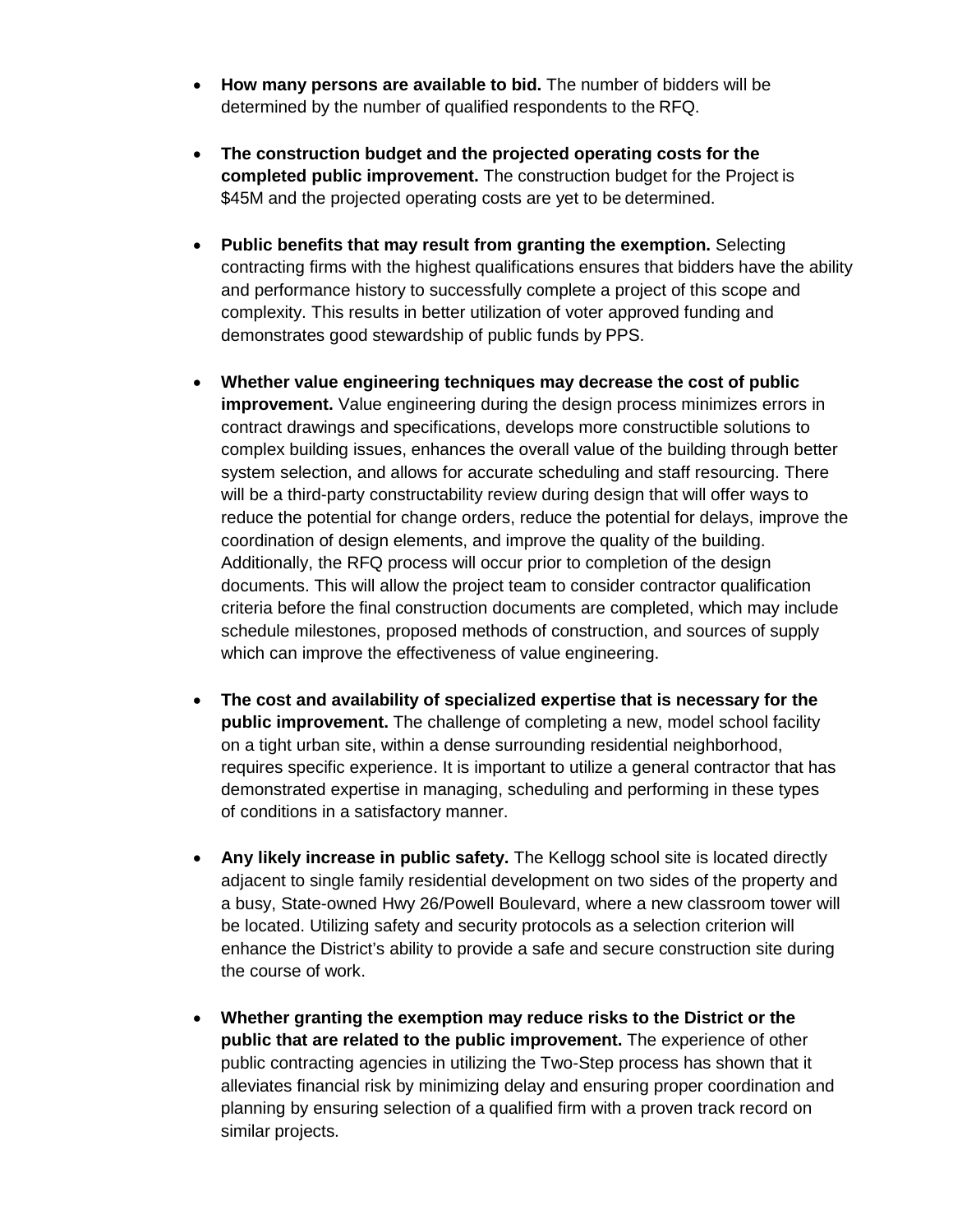- **How many persons are available to bid.** The number of bidders will be determined by the number of qualified respondents to the RFQ.

- **The construction budget and the projected operating costs for the completed public improvement.** The construction budget for the Project is $45M and the projected operating costs are yet to be determined.

- **Public benefits that may result from granting the exemption.** Selecting contracting firms with the highest qualifications ensures that bidders have the ability and performance history to successfully complete a project of this scope and complexity. This results in better utilization of voter approved funding and demonstrates good stewardship of public funds by PPS.

- **Whether value engineering techniques may decrease the cost of public improvement.** Value engineering during the design process minimizes errors in contract drawings and specifications, develops more constructible solutions to complex building issues, enhances the overall value of the building through better system selection, and allows for accurate scheduling and staff resourcing. There will be a third-party constructability review during design that will offer ways to reduce the potential for change orders, reduce the potential for delays, improve the coordination of design elements, and improve the quality of the building. Additionally, the RFQ process will occur prior to completion of the design documents. This will allow the project team to consider contractor qualification criteria before the final construction documents are completed, which may include schedule milestones, proposed methods of construction, and sources of supply which can improve the effectiveness of value engineering.

- **The cost and availability of specialized expertise that is necessary for the public improvement.** The challenge of completing a new, model school facility on a tight urban site, within a dense surrounding residential neighborhood, requires specific experience. It is important to utilize a general contractor that has demonstrated expertise in managing, scheduling and performing in these types of conditions in a satisfactory manner.

- **Any likely increase in public safety.** The Kellogg school site is located directly adjacent to single family residential development on two sides of the property and a busy, State-owned Hwy 26/Powell Boulevard, where a new classroom tower will be located. Utilizing safety and security protocols as a selection criterion will enhance the District's ability to provide a safe and secure construction site during the course of work.

- **Whether granting the exemption may reduce risks to the District or the public that are related to the public improvement.** The experience of other public contracting agencies in utilizing the Two-Step process has shown that it alleviates financial risk by minimizing delay and ensuring proper coordination and planning by ensuring selection of a qualified firm with a proven track record on similar projects.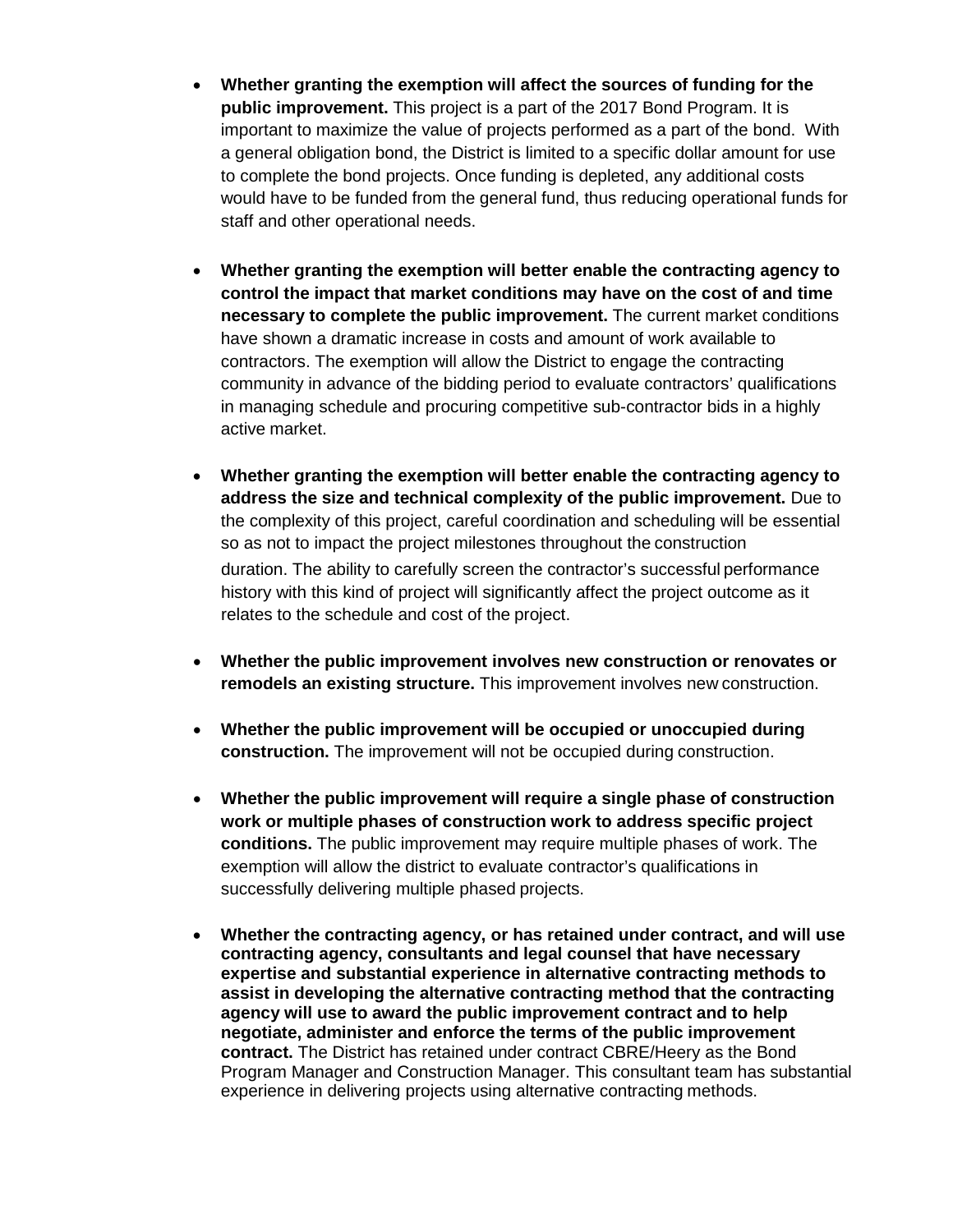- **Whether granting the exemption will affect the sources of funding for the public improvement.** This project is a part of the 2017 Bond Program. It is important to maximize the value of projects performed as a part of the bond. With a general obligation bond, the District is limited to a specific dollar amount for use to complete the bond projects. Once funding is depleted, any additional costs would have to be funded from the general fund, thus reducing operational funds for staff and other operational needs.

- **Whether granting the exemption will better enable the contracting agency to control the impact that market conditions may have on the cost of and time necessary to complete the public improvement.** The current market conditions have shown a dramatic increase in costs and amount of work available to contractors. The exemption will allow the District to engage the contracting community in advance of the bidding period to evaluate contractors' qualifications in managing schedule and procuring competitive sub-contractor bids in a highly active market.

- **Whether granting the exemption will better enable the contracting agency to address the size and technical complexity of the public improvement.** Due to the complexity of this project, careful coordination and scheduling will be essential so as not to impact the project milestones throughout the construction duration. The ability to carefully screen the contractor's successful performance history with this kind of project will significantly affect the project outcome as it relates to the schedule and cost of the project.

- **Whether the public improvement involves new construction or renovates or remodels an existing structure.** This improvement involves new construction.

- **Whether the public improvement will be occupied or unoccupied during construction.** The improvement will not be occupied during construction.

- **Whether the public improvement will require a single phase of construction work or multiple phases of construction work to address specific project conditions.** The public improvement may require multiple phases of work. The exemption will allow the district to evaluate contractor's qualifications in successfully delivering multiple phased projects.

- **Whether the contracting agency, or has retained under contract, and will use contracting agency, consultants and legal counsel that have necessary expertise and substantial experience in alternative contracting methods to assist in developing the alternative contracting method that the contracting agency will use to award the public improvement contract and to help negotiate, administer and enforce the terms of the public improvement contract.** The District has retained under contract CBRE/Heery as the Bond Program Manager and Construction Manager. This consultant team has substantial experience in delivering projects using alternative contracting methods.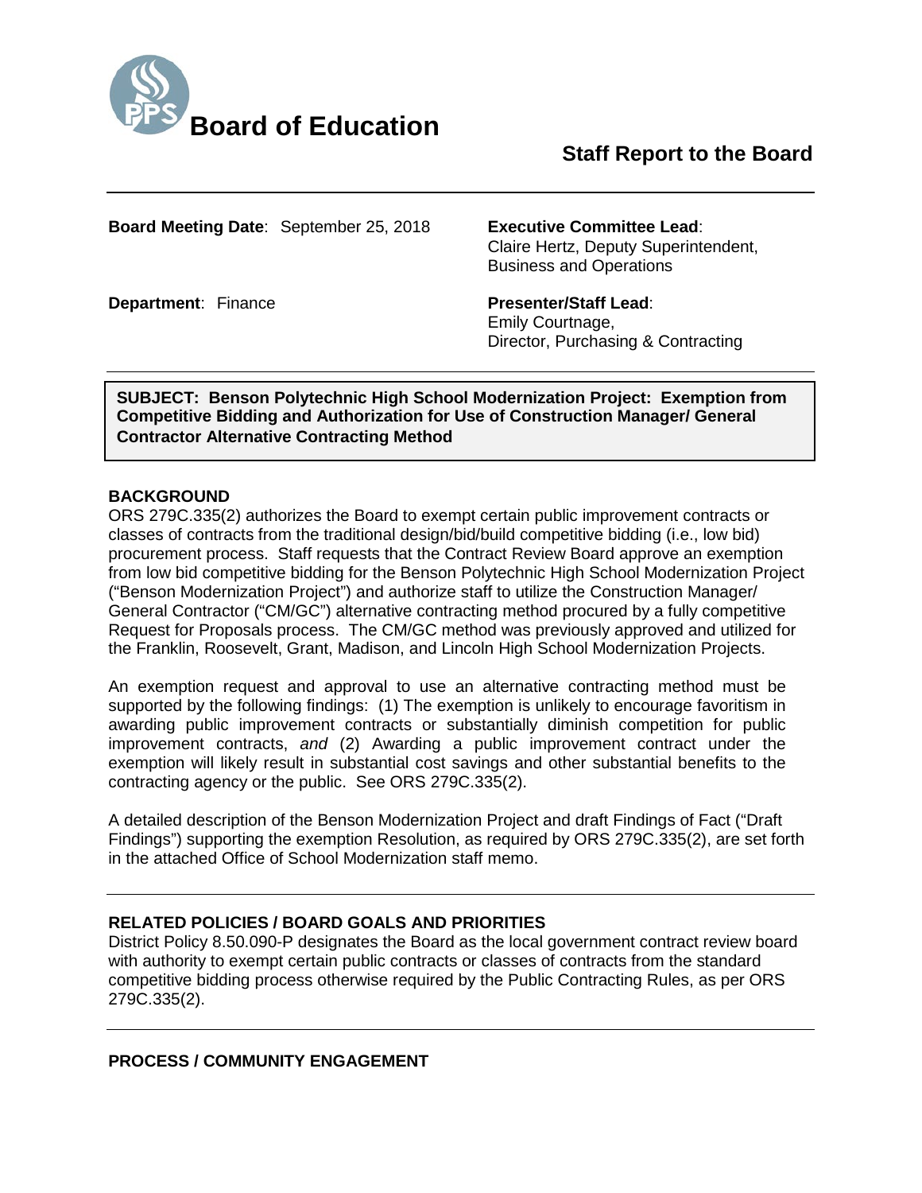# Board of Education

## Staff Report to the Board

**Board Meeting Date**: September 25, 2018

**Executive Committee Lead**: Claire Hertz, Deputy Superintendent, Business and Operations

**Department**: Finance

**Presenter/Staff Lead**: Emily Courtnage, Director, Purchasing & Contracting

**SUBJECT: Benson Polytechnic High School Modernization Project: Exemption from Competitive Bidding and Authorization for Use of Construction Manager/ General Contractor Alternative Contracting Method**

### BACKGROUND

ORS 279C.335(2) authorizes the Board to exempt certain public improvement contracts or classes of contracts from the traditional design/bid/build competitive bidding (i.e., low bid) procurement process. Staff requests that the Contract Review Board approve an exemption from low bid competitive bidding for the Benson Polytechnic High School Modernization Project ("Benson Modernization Project") and authorize staff to utilize the Construction Manager/ General Contractor ("CM/GC") alternative contracting method procured by a fully competitive Request for Proposals process. The CM/GC method was previously approved and utilized for the Franklin, Roosevelt, Grant, Madison, and Lincoln High School Modernization Projects.

An exemption request and approval to use an alternative contracting method must be supported by the following findings: (1) The exemption is unlikely to encourage favoritism in awarding public improvement contracts or substantially diminish competition for public improvement contracts, *and* (2) Awarding a public improvement contract under the exemption will likely result in substantial cost savings and other substantial benefits to the contracting agency or the public. See ORS 279C.335(2).

A detailed description of the Benson Modernization Project and draft Findings of Fact ("Draft Findings") supporting the exemption Resolution, as required by ORS 279C.335(2), are set forth in the attached Office of School Modernization staff memo.

### RELATED POLICIES / BOARD GOALS AND PRIORITIES

District Policy 8.50.090-P designates the Board as the local government contract review board with authority to exempt certain public contracts or classes of contracts from the standard competitive bidding process otherwise required by the Public Contracting Rules, as per ORS 279C.335(2).

### PROCESS / COMMUNITY ENGAGEMENT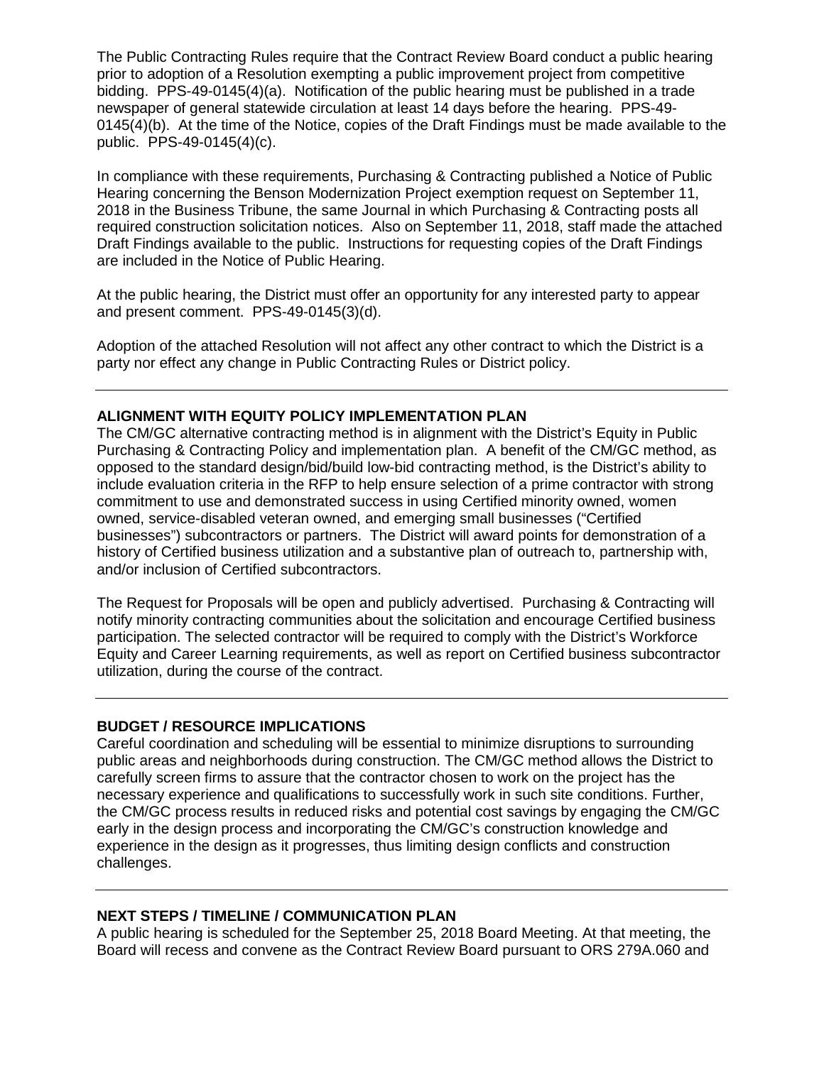The Public Contracting Rules require that the Contract Review Board conduct a public hearing prior to adoption of a Resolution exempting a public improvement project from competitive bidding. PPS-49-0145(4)(a). Notification of the public hearing must be published in a trade newspaper of general statewide circulation at least 14 days before the hearing. PPS-49-0145(4)(b). At the time of the Notice, copies of the Draft Findings must be made available to the public. PPS-49-0145(4)(c).

In compliance with these requirements, Purchasing & Contracting published a Notice of Public Hearing concerning the Benson Modernization Project exemption request on September 11, 2018 in the Business Tribune, the same Journal in which Purchasing & Contracting posts all required construction solicitation notices. Also on September 11, 2018, staff made the attached Draft Findings available to the public. Instructions for requesting copies of the Draft Findings are included in the Notice of Public Hearing.

At the public hearing, the District must offer an opportunity for any interested party to appear and present comment. PPS-49-0145(3)(d).

Adoption of the attached Resolution will not affect any other contract to which the District is a party nor effect any change in Public Contracting Rules or District policy.

---

**ALIGNMENT WITH EQUITY POLICY IMPLEMENTATION PLAN**

The CM/GC alternative contracting method is in alignment with the District's Equity in Public Purchasing & Contracting Policy and implementation plan. A benefit of the CM/GC method, as opposed to the standard design/bid/build low-bid contracting method, is the District's ability to include evaluation criteria in the RFP to help ensure selection of a prime contractor with strong commitment to use and demonstrated success in using Certified minority owned, women owned, service-disabled veteran owned, and emerging small businesses ("Certified businesses") subcontractors or partners. The District will award points for demonstration of a history of Certified business utilization and a substantive plan of outreach to, partnership with, and/or inclusion of Certified subcontractors.

The Request for Proposals will be open and publicly advertised. Purchasing & Contracting will notify minority contracting communities about the solicitation and encourage Certified business participation. The selected contractor will be required to comply with the District's Workforce Equity and Career Learning requirements, as well as report on Certified business subcontractor utilization, during the course of the contract.

---

**BUDGET / RESOURCE IMPLICATIONS**

Careful coordination and scheduling will be essential to minimize disruptions to surrounding public areas and neighborhoods during construction. The CM/GC method allows the District to carefully screen firms to assure that the contractor chosen to work on the project has the necessary experience and qualifications to successfully work in such site conditions. Further, the CM/GC process results in reduced risks and potential cost savings by engaging the CM/GC early in the design process and incorporating the CM/GC's construction knowledge and experience in the design as it progresses, thus limiting design conflicts and construction challenges.

---

**NEXT STEPS / TIMELINE / COMMUNICATION PLAN**

A public hearing is scheduled for the September 25, 2018 Board Meeting. At that meeting, the Board will recess and convene as the Contract Review Board pursuant to ORS 279A.060 and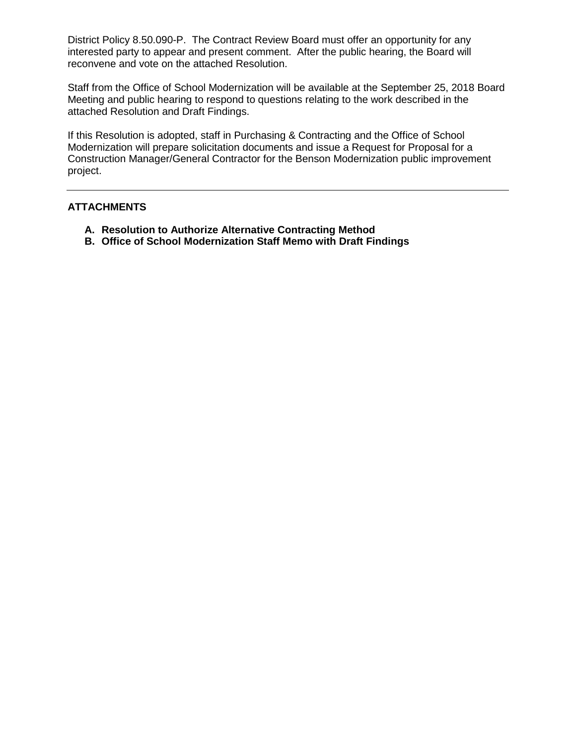District Policy 8.50.090-P. The Contract Review Board must offer an opportunity for any interested party to appear and present comment. After the public hearing, the Board will reconvene and vote on the attached Resolution.

Staff from the Office of School Modernization will be available at the September 25, 2018 Board Meeting and public hearing to respond to questions relating to the work described in the attached Resolution and Draft Findings.

If this Resolution is adopted, staff in Purchasing & Contracting and the Office of School Modernization will prepare solicitation documents and issue a Request for Proposal for a Construction Manager/General Contractor for the Benson Modernization public improvement project.

---

**ATTACHMENTS**

- **A. Resolution to Authorize Alternative Contracting Method**
- **B. Office of School Modernization Staff Memo with Draft Findings**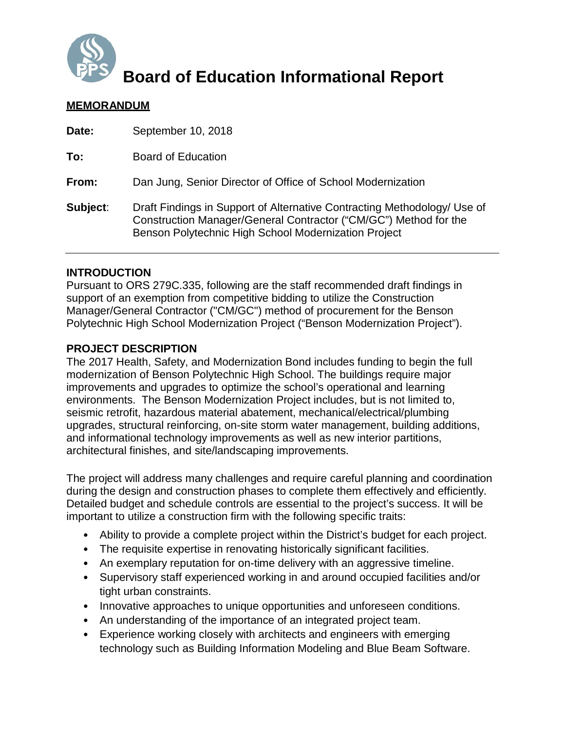# Board of Education Informational Report

**MEMORANDUM**

**Date:** September 10, 2018

**To:** Board of Education

**From:** Dan Jung, Senior Director of Office of School Modernization

**Subject**: Draft Findings in Support of Alternative Contracting Methodology/ Use of Construction Manager/General Contractor ("CM/GC") Method for the Benson Polytechnic High School Modernization Project

---

**INTRODUCTION**

Pursuant to ORS 279C.335, following are the staff recommended draft findings in support of an exemption from competitive bidding to utilize the Construction Manager/General Contractor ("CM/GC") method of procurement for the Benson Polytechnic High School Modernization Project ("Benson Modernization Project").

**PROJECT DESCRIPTION**

The 2017 Health, Safety, and Modernization Bond includes funding to begin the full modernization of Benson Polytechnic High School. The buildings require major improvements and upgrades to optimize the school's operational and learning environments. The Benson Modernization Project includes, but is not limited to, seismic retrofit, hazardous material abatement, mechanical/electrical/plumbing upgrades, structural reinforcing, on-site storm water management, building additions, and informational technology improvements as well as new interior partitions, architectural finishes, and site/landscaping improvements.

The project will address many challenges and require careful planning and coordination during the design and construction phases to complete them effectively and efficiently. Detailed budget and schedule controls are essential to the project's success. It will be important to utilize a construction firm with the following specific traits:

- Ability to provide a complete project within the District's budget for each project.
- The requisite expertise in renovating historically significant facilities.
- An exemplary reputation for on-time delivery with an aggressive timeline.
- Supervisory staff experienced working in and around occupied facilities and/or tight urban constraints.
- Innovative approaches to unique opportunities and unforeseen conditions.
- An understanding of the importance of an integrated project team.
- Experience working closely with architects and engineers with emerging technology such as Building Information Modeling and Blue Beam Software.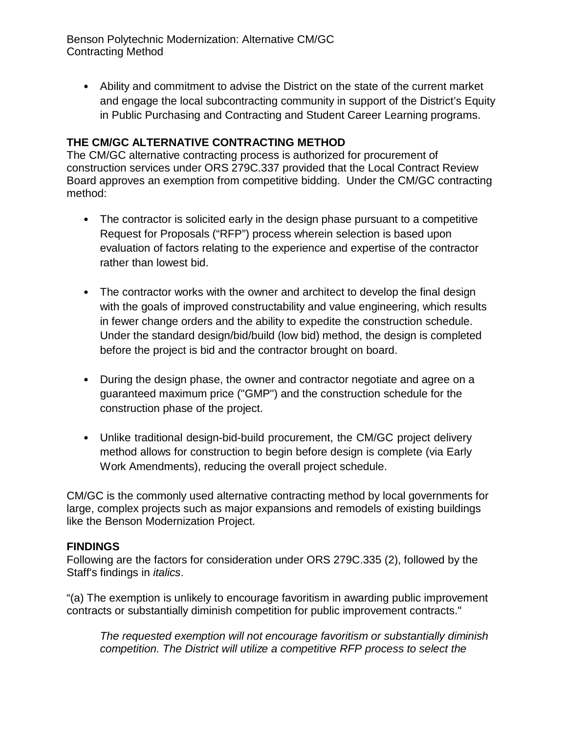- Ability and commitment to advise the District on the state of the current market and engage the local subcontracting community in support of the District's Equity in Public Purchasing and Contracting and Student Career Learning programs.

**THE CM/GC ALTERNATIVE CONTRACTING METHOD**

The CM/GC alternative contracting process is authorized for procurement of construction services under ORS 279C.337 provided that the Local Contract Review Board approves an exemption from competitive bidding. Under the CM/GC contracting method:

- The contractor is solicited early in the design phase pursuant to a competitive Request for Proposals ("RFP") process wherein selection is based upon evaluation of factors relating to the experience and expertise of the contractor rather than lowest bid.

- The contractor works with the owner and architect to develop the final design with the goals of improved constructability and value engineering, which results in fewer change orders and the ability to expedite the construction schedule. Under the standard design/bid/build (low bid) method, the design is completed before the project is bid and the contractor brought on board.

- During the design phase, the owner and contractor negotiate and agree on a guaranteed maximum price ("GMP") and the construction schedule for the construction phase of the project.

- Unlike traditional design-bid-build procurement, the CM/GC project delivery method allows for construction to begin before design is complete (via Early Work Amendments), reducing the overall project schedule.

CM/GC is the commonly used alternative contracting method by local governments for large, complex projects such as major expansions and remodels of existing buildings like the Benson Modernization Project.

**FINDINGS**

Following are the factors for consideration under ORS 279C.335 (2), followed by the Staff's findings in *italics*.

"(a) The exemption is unlikely to encourage favoritism in awarding public improvement contracts or substantially diminish competition for public improvement contracts."

> *The requested exemption will not encourage favoritism or substantially diminish competition. The District will utilize a competitive RFP process to select the*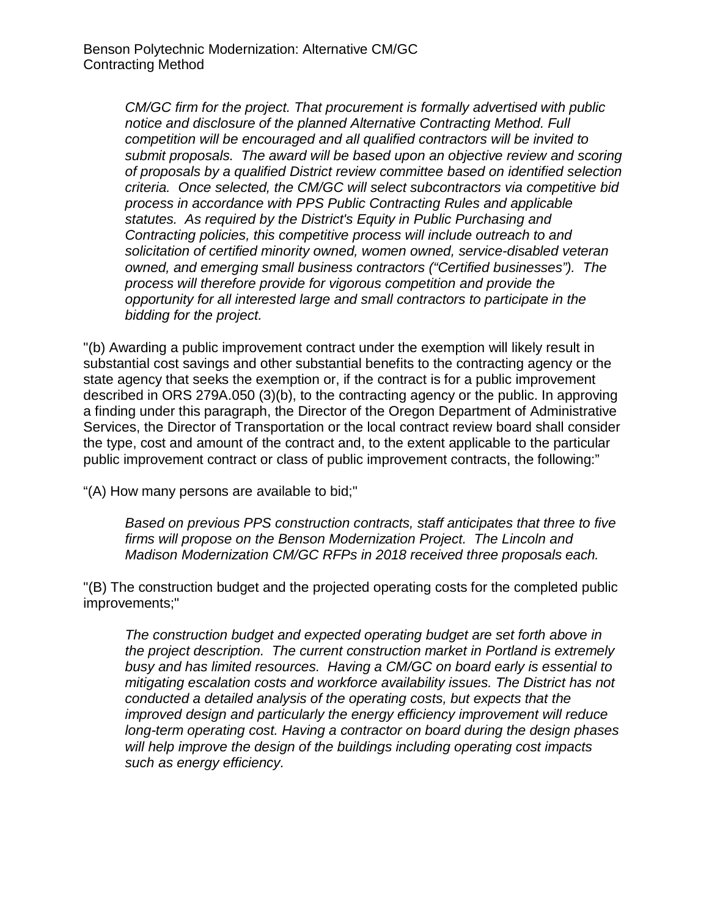*CM/GC firm for the project. That procurement is formally advertised with public notice and disclosure of the planned Alternative Contracting Method. Full competition will be encouraged and all qualified contractors will be invited to submit proposals. The award will be based upon an objective review and scoring of proposals by a qualified District review committee based on identified selection criteria. Once selected, the CM/GC will select subcontractors via competitive bid process in accordance with PPS Public Contracting Rules and applicable statutes. As required by the District's Equity in Public Purchasing and Contracting policies, this competitive process will include outreach to and solicitation of certified minority owned, women owned, service-disabled veteran owned, and emerging small business contractors ("Certified businesses"). The process will therefore provide for vigorous competition and provide the opportunity for all interested large and small contractors to participate in the bidding for the project.*

"(b) Awarding a public improvement contract under the exemption will likely result in substantial cost savings and other substantial benefits to the contracting agency or the state agency that seeks the exemption or, if the contract is for a public improvement described in ORS 279A.050 (3)(b), to the contracting agency or the public. In approving a finding under this paragraph, the Director of the Oregon Department of Administrative Services, the Director of Transportation or the local contract review board shall consider the type, cost and amount of the contract and, to the extent applicable to the particular public improvement contract or class of public improvement contracts, the following:"

"(A) How many persons are available to bid;"

*Based on previous PPS construction contracts, staff anticipates that three to five firms will propose on the Benson Modernization Project. The Lincoln and Madison Modernization CM/GC RFPs in 2018 received three proposals each.*

"(B) The construction budget and the projected operating costs for the completed public improvements;"

*The construction budget and expected operating budget are set forth above in the project description. The current construction market in Portland is extremely busy and has limited resources. Having a CM/GC on board early is essential to mitigating escalation costs and workforce availability issues. The District has not conducted a detailed analysis of the operating costs, but expects that the improved design and particularly the energy efficiency improvement will reduce long-term operating cost. Having a contractor on board during the design phases will help improve the design of the buildings including operating cost impacts such as energy efficiency.*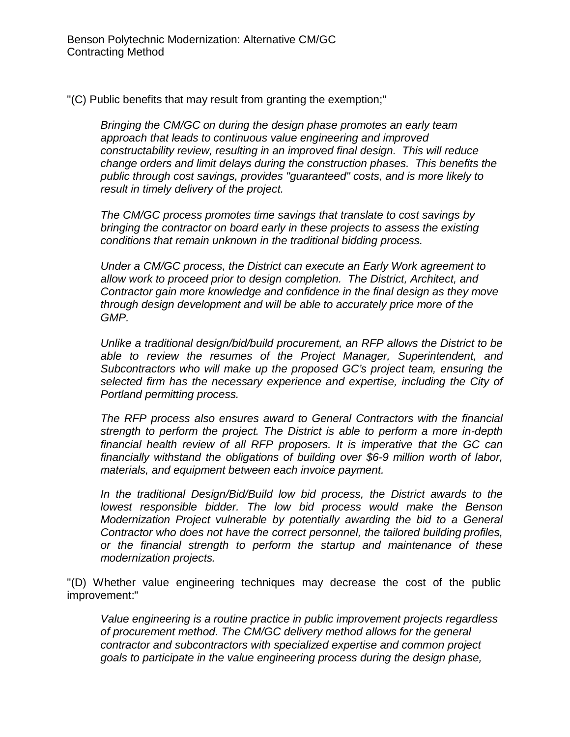"(C) Public benefits that may result from granting the exemption;"

> *Bringing the CM/GC on during the design phase promotes an early team approach that leads to continuous value engineering and improved constructability review, resulting in an improved final design. This will reduce change orders and limit delays during the construction phases. This benefits the public through cost savings, provides "guaranteed" costs, and is more likely to result in timely delivery of the project.*
>
> *The CM/GC process promotes time savings that translate to cost savings by bringing the contractor on board early in these projects to assess the existing conditions that remain unknown in the traditional bidding process.*
>
> *Under a CM/GC process, the District can execute an Early Work agreement to allow work to proceed prior to design completion. The District, Architect, and Contractor gain more knowledge and confidence in the final design as they move through design development and will be able to accurately price more of the GMP.*
>
> *Unlike a traditional design/bid/build procurement, an RFP allows the District to be able to review the resumes of the Project Manager, Superintendent, and Subcontractors who will make up the proposed GC's project team, ensuring the selected firm has the necessary experience and expertise, including the City of Portland permitting process.*
>
> *The RFP process also ensures award to General Contractors with the financial strength to perform the project. The District is able to perform a more in-depth financial health review of all RFP proposers. It is imperative that the GC can financially withstand the obligations of building over $6-9 million worth of labor, materials, and equipment between each invoice payment.*
>
> *In the traditional Design/Bid/Build low bid process, the District awards to the lowest responsible bidder. The low bid process would make the Benson Modernization Project vulnerable by potentially awarding the bid to a General Contractor who does not have the correct personnel, the tailored building profiles, or the financial strength to perform the startup and maintenance of these modernization projects.*

"(D) Whether value engineering techniques may decrease the cost of the public improvement:"

> *Value engineering is a routine practice in public improvement projects regardless of procurement method. The CM/GC delivery method allows for the general contractor and subcontractors with specialized expertise and common project goals to participate in the value engineering process during the design phase,*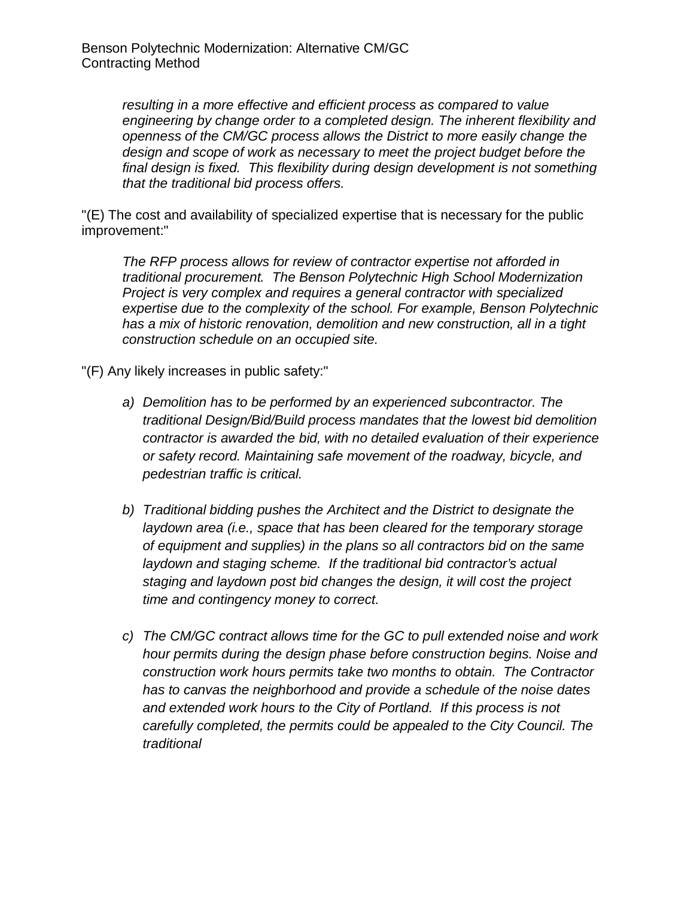*resulting in a more effective and efficient process as compared to value engineering by change order to a completed design. The inherent flexibility and openness of the CM/GC process allows the District to more easily change the design and scope of work as necessary to meet the project budget before the final design is fixed. This flexibility during design development is not something that the traditional bid process offers.*

"(E) The cost and availability of specialized expertise that is necessary for the public improvement:"

*The RFP process allows for review of contractor expertise not afforded in traditional procurement. The Benson Polytechnic High School Modernization Project is very complex and requires a general contractor with specialized expertise due to the complexity of the school. For example, Benson Polytechnic has a mix of historic renovation, demolition and new construction, all in a tight construction schedule on an occupied site.*

"(F) Any likely increases in public safety:"

a) *Demolition has to be performed by an experienced subcontractor. The traditional Design/Bid/Build process mandates that the lowest bid demolition contractor is awarded the bid, with no detailed evaluation of their experience or safety record. Maintaining safe movement of the roadway, bicycle, and pedestrian traffic is critical.*

b) *Traditional bidding pushes the Architect and the District to designate the laydown area (i.e., space that has been cleared for the temporary storage of equipment and supplies) in the plans so all contractors bid on the same laydown and staging scheme. If the traditional bid contractor's actual staging and laydown post bid changes the design, it will cost the project time and contingency money to correct.*

c) *The CM/GC contract allows time for the GC to pull extended noise and work hour permits during the design phase before construction begins. Noise and construction work hours permits take two months to obtain. The Contractor has to canvas the neighborhood and provide a schedule of the noise dates and extended work hours to the City of Portland. If this process is not carefully completed, the permits could be appealed to the City Council. The traditional*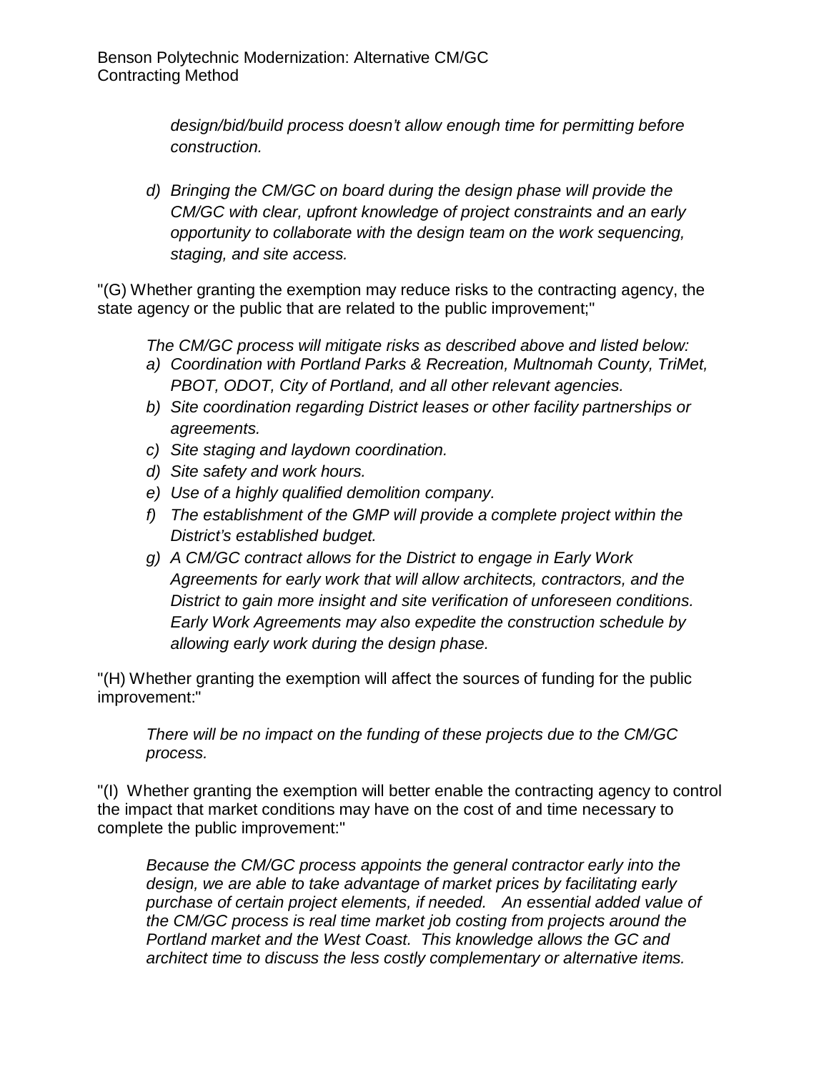*design/bid/build process doesn't allow enough time for permitting before construction.*

d) *Bringing the CM/GC on board during the design phase will provide the CM/GC with clear, upfront knowledge of project constraints and an early opportunity to collaborate with the design team on the work sequencing, staging, and site access.*

"(G) Whether granting the exemption may reduce risks to the contracting agency, the state agency or the public that are related to the public improvement;"

*The CM/GC process will mitigate risks as described above and listed below:*

a) *Coordination with Portland Parks & Recreation, Multnomah County, TriMet, PBOT, ODOT, City of Portland, and all other relevant agencies.*
b) *Site coordination regarding District leases or other facility partnerships or agreements.*
c) *Site staging and laydown coordination.*
d) *Site safety and work hours.*
e) *Use of a highly qualified demolition company.*
f) *The establishment of the GMP will provide a complete project within the District's established budget.*
g) *A CM/GC contract allows for the District to engage in Early Work Agreements for early work that will allow architects, contractors, and the District to gain more insight and site verification of unforeseen conditions. Early Work Agreements may also expedite the construction schedule by allowing early work during the design phase.*

"(H) Whether granting the exemption will affect the sources of funding for the public improvement:"

*There will be no impact on the funding of these projects due to the CM/GC process.*

"(I) Whether granting the exemption will better enable the contracting agency to control the impact that market conditions may have on the cost of and time necessary to complete the public improvement:"

*Because the CM/GC process appoints the general contractor early into the design, we are able to take advantage of market prices by facilitating early purchase of certain project elements, if needed. An essential added value of the CM/GC process is real time market job costing from projects around the Portland market and the West Coast. This knowledge allows the GC and architect time to discuss the less costly complementary or alternative items.*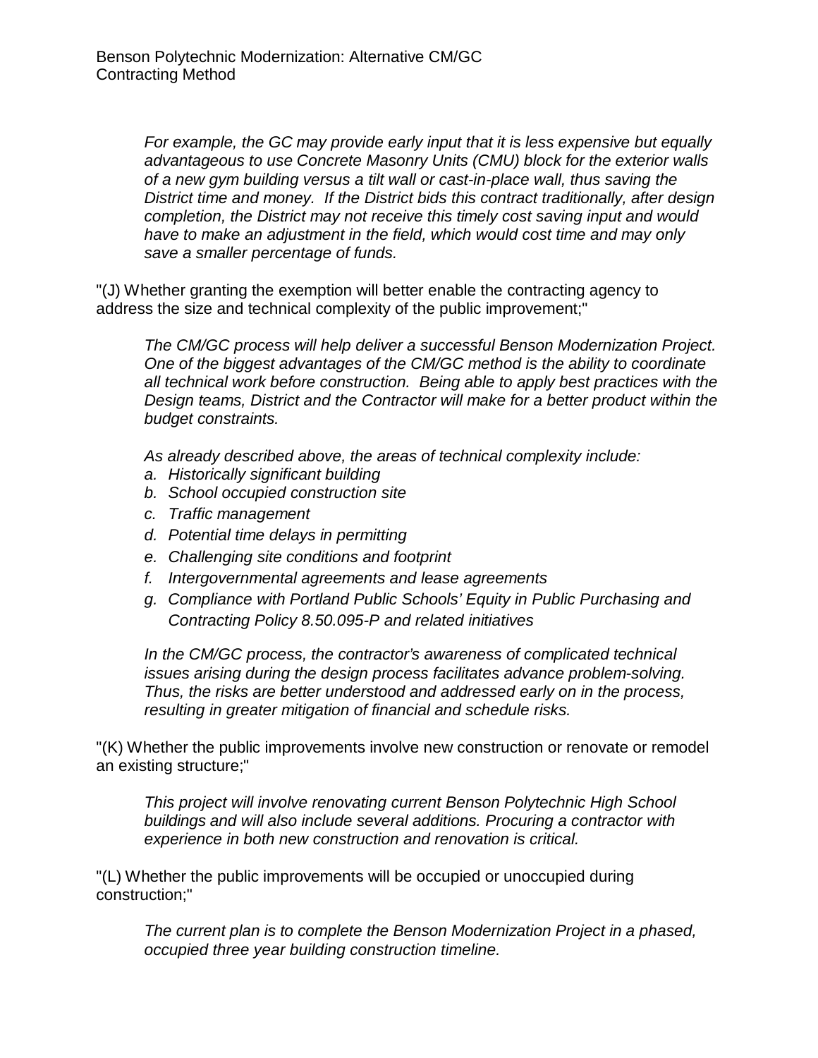*For example, the GC may provide early input that it is less expensive but equally advantageous to use Concrete Masonry Units (CMU) block for the exterior walls of a new gym building versus a tilt wall or cast-in-place wall, thus saving the District time and money. If the District bids this contract traditionally, after design completion, the District may not receive this timely cost saving input and would have to make an adjustment in the field, which would cost time and may only save a smaller percentage of funds.*

"(J) Whether granting the exemption will better enable the contracting agency to address the size and technical complexity of the public improvement;"

*The CM/GC process will help deliver a successful Benson Modernization Project. One of the biggest advantages of the CM/GC method is the ability to coordinate all technical work before construction. Being able to apply best practices with the Design teams, District and the Contractor will make for a better product within the budget constraints.*

*As already described above, the areas of technical complexity include:*

*a. Historically significant building*
*b. School occupied construction site*
*c. Traffic management*
*d. Potential time delays in permitting*
*e. Challenging site conditions and footprint*
*f. Intergovernmental agreements and lease agreements*
*g. Compliance with Portland Public Schools' Equity in Public Purchasing and Contracting Policy 8.50.095-P and related initiatives*

*In the CM/GC process, the contractor's awareness of complicated technical issues arising during the design process facilitates advance problem-solving. Thus, the risks are better understood and addressed early on in the process, resulting in greater mitigation of financial and schedule risks.*

"(K) Whether the public improvements involve new construction or renovate or remodel an existing structure;"

*This project will involve renovating current Benson Polytechnic High School buildings and will also include several additions. Procuring a contractor with experience in both new construction and renovation is critical.*

"(L) Whether the public improvements will be occupied or unoccupied during construction;"

*The current plan is to complete the Benson Modernization Project in a phased, occupied three year building construction timeline.*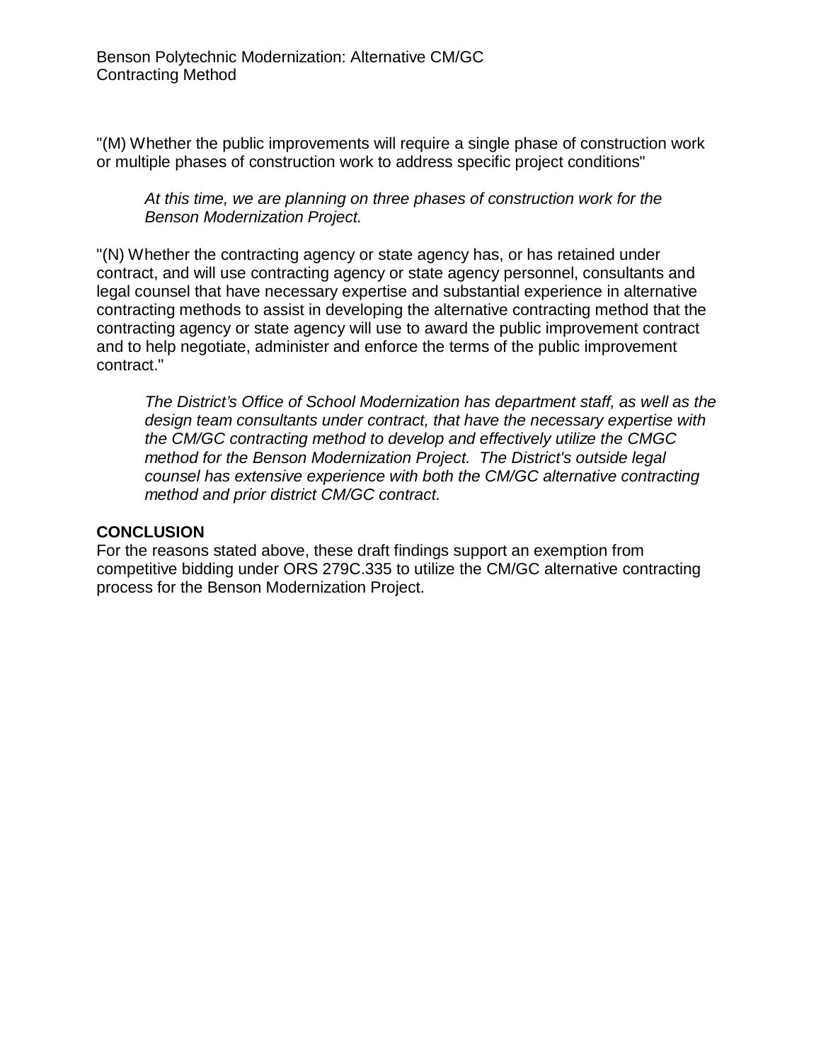"(M) Whether the public improvements will require a single phase of construction work or multiple phases of construction work to address specific project conditions"

> *At this time, we are planning on three phases of construction work for the Benson Modernization Project.*

"(N) Whether the contracting agency or state agency has, or has retained under contract, and will use contracting agency or state agency personnel, consultants and legal counsel that have necessary expertise and substantial experience in alternative contracting methods to assist in developing the alternative contracting method that the contracting agency or state agency will use to award the public improvement contract and to help negotiate, administer and enforce the terms of the public improvement contract."

> *The District's Office of School Modernization has department staff, as well as the design team consultants under contract, that have the necessary expertise with the CM/GC contracting method to develop and effectively utilize the CMGC method for the Benson Modernization Project. The District's outside legal counsel has extensive experience with both the CM/GC alternative contracting method and prior district CM/GC contract.*

**CONCLUSION**

For the reasons stated above, these draft findings support an exemption from competitive bidding under ORS 279C.335 to utilize the CM/GC alternative contracting process for the Benson Modernization Project.